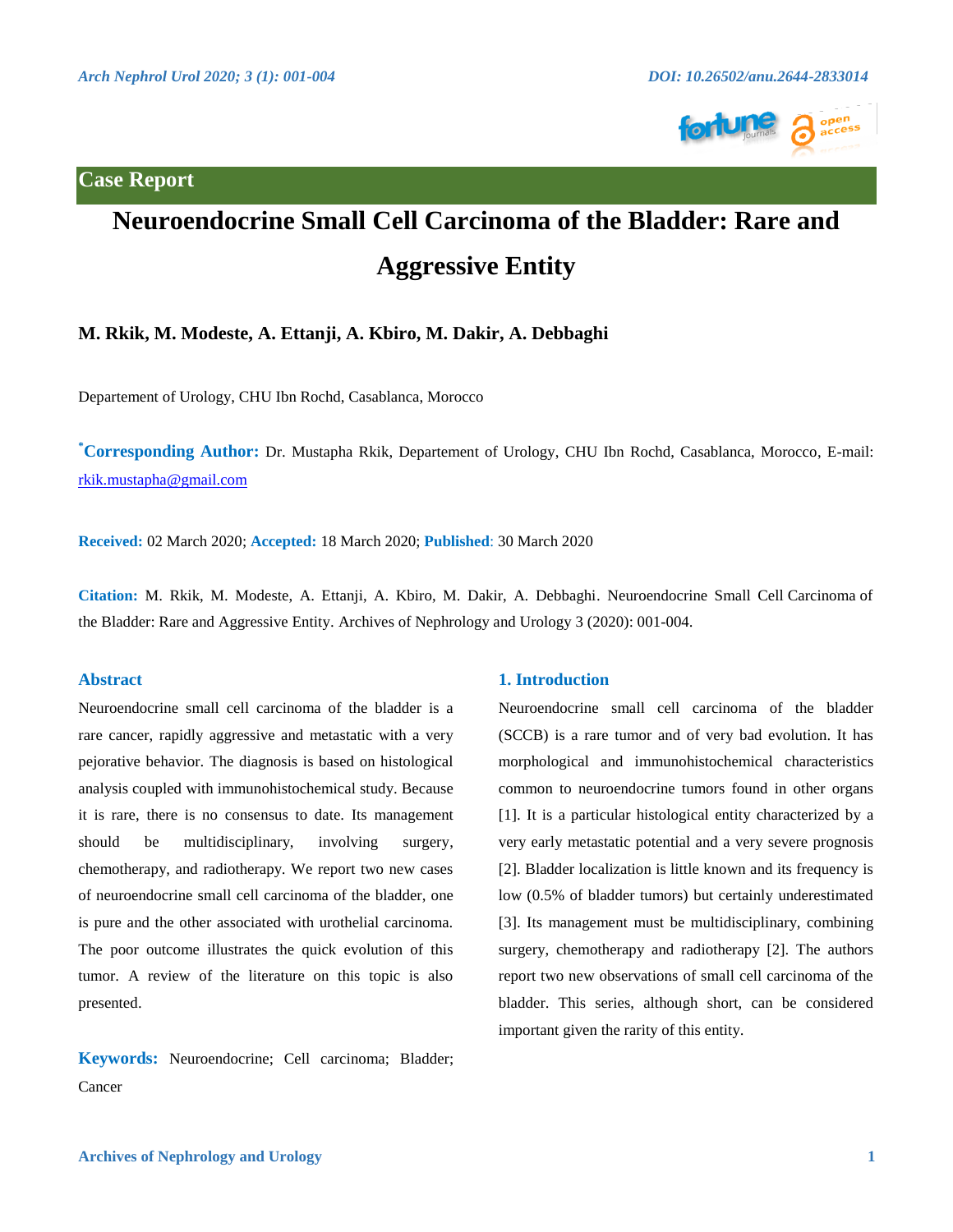Case Report

# Neuroendocrine Small Cell Carcinoma of the Bladder: Rare and Aggressive Entity

**M. Rkik, M. Modeste, A. Ettanji, A. Kbiro, M. Dakir, A. Debbaghi**

Departement of Urology, CHU Ibn Rochd, Casablanca, Morocco

***Corresponding Author:** Dr. Mustapha Rkik, Departement of Urology, CHU Ibn Rochd, Casablanca, Morocco, E-mail: rkik.mustapha@gmail.com

**Received:** 02 March 2020; **Accepted:** 18 March 2020; **Published**: 30 March 2020

**Citation:** M. Rkik, M. Modeste, A. Ettanji, A. Kbiro, M. Dakir, A. Debbaghi. Neuroendocrine Small Cell Carcinoma of the Bladder: Rare and Aggressive Entity. Archives of Nephrology and Urology 3 (2020): 001-004.

## Abstract

Neuroendocrine small cell carcinoma of the bladder is a rare cancer, rapidly aggressive and metastatic with a very pejorative behavior. The diagnosis is based on histological analysis coupled with immunohistochemical study. Because it is rare, there is no consensus to date. Its management should be multidisciplinary, involving surgery, chemotherapy, and radiotherapy. We report two new cases of neuroendocrine small cell carcinoma of the bladder, one is pure and the other associated with urothelial carcinoma. The poor outcome illustrates the quick evolution of this tumor. A review of the literature on this topic is also presented.

**Keywords:** Neuroendocrine; Cell carcinoma; Bladder; Cancer

## 1. Introduction

Neuroendocrine small cell carcinoma of the bladder (SCCB) is a rare tumor and of very bad evolution. It has morphological and immunohistochemical characteristics common to neuroendocrine tumors found in other organs [1]. It is a particular histological entity characterized by a very early metastatic potential and a very severe prognosis [2]. Bladder localization is little known and its frequency is low (0.5% of bladder tumors) but certainly underestimated [3]. Its management must be multidisciplinary, combining surgery, chemotherapy and radiotherapy [2]. The authors report two new observations of small cell carcinoma of the bladder. This series, although short, can be considered important given the rarity of this entity.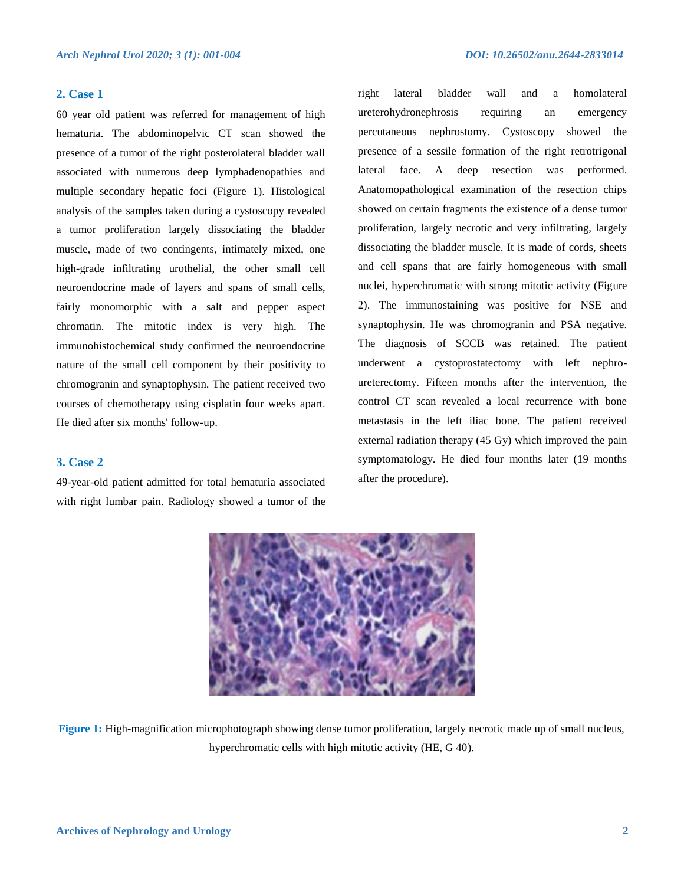## 2. Case 1

60 year old patient was referred for management of high hematuria. The abdominopelvic CT scan showed the presence of a tumor of the right posterolateral bladder wall associated with numerous deep lymphadenopathies and multiple secondary hepatic foci (Figure 1). Histological analysis of the samples taken during a cystoscopy revealed a tumor proliferation largely dissociating the bladder muscle, made of two contingents, intimately mixed, one high-grade infiltrating urothelial, the other small cell neuroendocrine made of layers and spans of small cells, fairly monomorphic with a salt and pepper aspect chromatin. The mitotic index is very high. The immunohistochemical study confirmed the neuroendocrine nature of the small cell component by their positivity to chromogranin and synaptophysin. The patient received two courses of chemotherapy using cisplatin four weeks apart. He died after six months' follow-up.

## 3. Case 2

49-year-old patient admitted for total hematuria associated with right lumbar pain. Radiology showed a tumor of the right lateral bladder wall and a homolateral ureterohydronephrosis requiring an emergency percutaneous nephrostomy. Cystoscopy showed the presence of a sessile formation of the right retrotrigonal lateral face. A deep resection was performed. Anatomopathological examination of the resection chips showed on certain fragments the existence of a dense tumor proliferation, largely necrotic and very infiltrating, largely dissociating the bladder muscle. It is made of cords, sheets and cell spans that are fairly homogeneous with small nuclei, hyperchromatic with strong mitotic activity (Figure 2). The immunostaining was positive for NSE and synaptophysin. He was chromogranin and PSA negative. The diagnosis of SCCB was retained. The patient underwent a cystoprostatectomy with left nephro-ureterectomy. Fifteen months after the intervention, the control CT scan revealed a local recurrence with bone metastasis in the left iliac bone. The patient received external radiation therapy (45 Gy) which improved the pain symptomatology. He died four months later (19 months after the procedure).

**Figure 1:** High-magnification microphotograph showing dense tumor proliferation, largely necrotic made up of small nucleus, hyperchromatic cells with high mitotic activity (HE, G 40).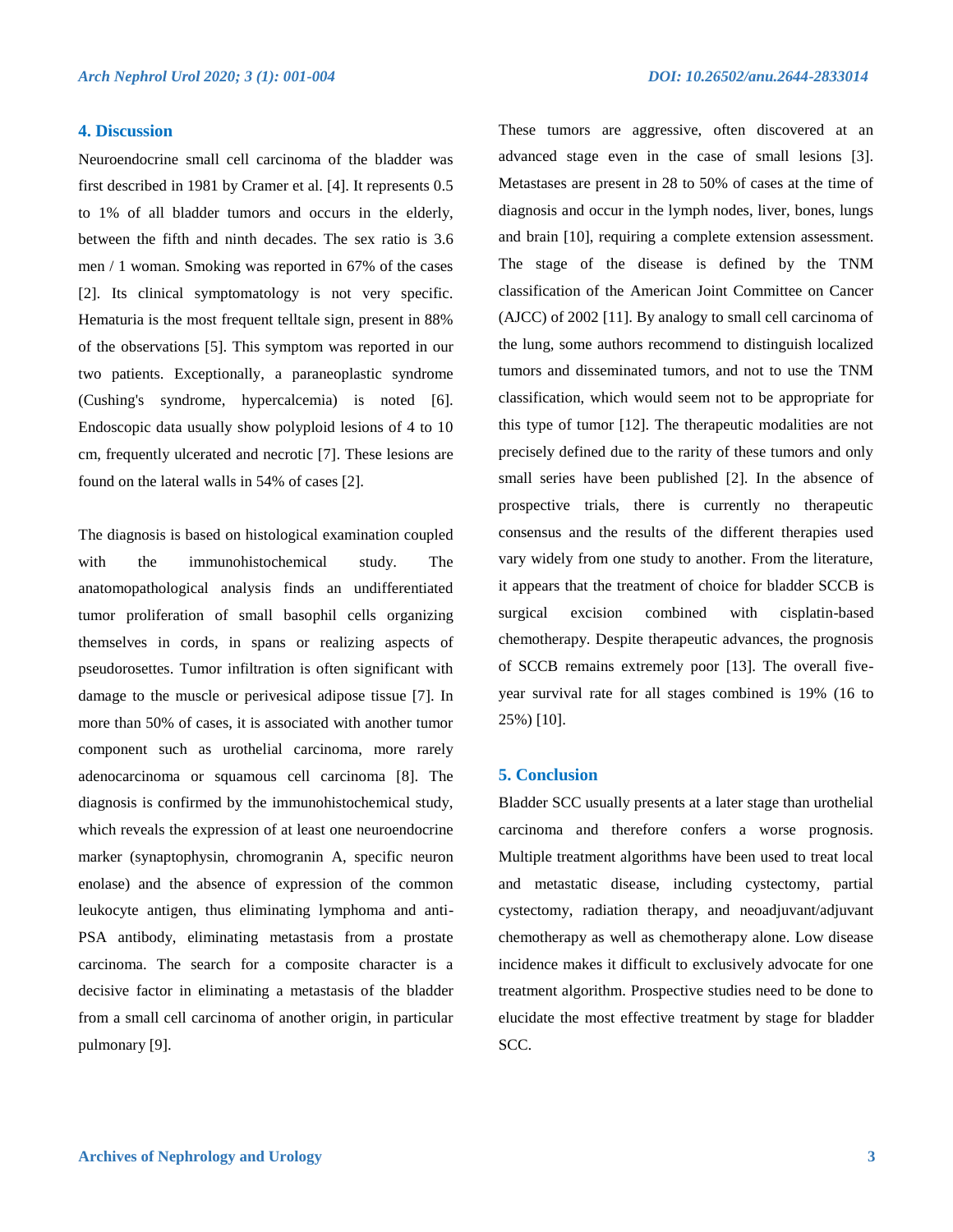## 4. Discussion

Neuroendocrine small cell carcinoma of the bladder was first described in 1981 by Cramer et al. [4]. It represents 0.5 to 1% of all bladder tumors and occurs in the elderly, between the fifth and ninth decades. The sex ratio is 3.6 men / 1 woman. Smoking was reported in 67% of the cases [2]. Its clinical symptomatology is not very specific. Hematuria is the most frequent telltale sign, present in 88% of the observations [5]. This symptom was reported in our two patients. Exceptionally, a paraneoplastic syndrome (Cushing's syndrome, hypercalcemia) is noted [6]. Endoscopic data usually show polyploid lesions of 4 to 10 cm, frequently ulcerated and necrotic [7]. These lesions are found on the lateral walls in 54% of cases [2].

The diagnosis is based on histological examination coupled with the immunohistochemical study. The anatomopathological analysis finds an undifferentiated tumor proliferation of small basophil cells organizing themselves in cords, in spans or realizing aspects of pseudorosettes. Tumor infiltration is often significant with damage to the muscle or perivesical adipose tissue [7]. In more than 50% of cases, it is associated with another tumor component such as urothelial carcinoma, more rarely adenocarcinoma or squamous cell carcinoma [8]. The diagnosis is confirmed by the immunohistochemical study, which reveals the expression of at least one neuroendocrine marker (synaptophysin, chromogranin A, specific neuron enolase) and the absence of expression of the common leukocyte antigen, thus eliminating lymphoma and anti-PSA antibody, eliminating metastasis from a prostate carcinoma. The search for a composite character is a decisive factor in eliminating a metastasis of the bladder from a small cell carcinoma of another origin, in particular pulmonary [9].

These tumors are aggressive, often discovered at an advanced stage even in the case of small lesions [3]. Metastases are present in 28 to 50% of cases at the time of diagnosis and occur in the lymph nodes, liver, bones, lungs and brain [10], requiring a complete extension assessment. The stage of the disease is defined by the TNM classification of the American Joint Committee on Cancer (AJCC) of 2002 [11]. By analogy to small cell carcinoma of the lung, some authors recommend to distinguish localized tumors and disseminated tumors, and not to use the TNM classification, which would seem not to be appropriate for this type of tumor [12]. The therapeutic modalities are not precisely defined due to the rarity of these tumors and only small series have been published [2]. In the absence of prospective trials, there is currently no therapeutic consensus and the results of the different therapies used vary widely from one study to another. From the literature, it appears that the treatment of choice for bladder SCCB is surgical excision combined with cisplatin-based chemotherapy. Despite therapeutic advances, the prognosis of SCCB remains extremely poor [13]. The overall five-year survival rate for all stages combined is 19% (16 to 25%) [10].

## 5. Conclusion

Bladder SCC usually presents at a later stage than urothelial carcinoma and therefore confers a worse prognosis. Multiple treatment algorithms have been used to treat local and metastatic disease, including cystectomy, partial cystectomy, radiation therapy, and neoadjuvant/adjuvant chemotherapy as well as chemotherapy alone. Low disease incidence makes it difficult to exclusively advocate for one treatment algorithm. Prospective studies need to be done to elucidate the most effective treatment by stage for bladder SCC.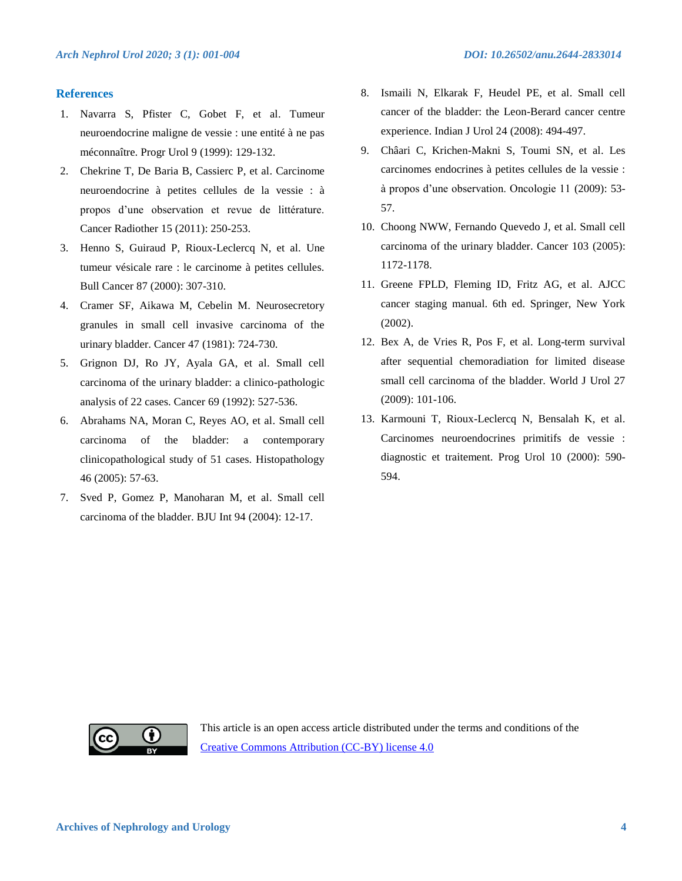## References

1. Navarra S, Pfister C, Gobet F, et al. Tumeur neuroendocrine maligne de vessie : une entité à ne pas méconnaître. Progr Urol 9 (1999): 129-132.
2. Chekrine T, De Baria B, Cassierc P, et al. Carcinome neuroendocrine à petites cellules de la vessie : à propos d'une observation et revue de littérature. Cancer Radiother 15 (2011): 250-253.
3. Henno S, Guiraud P, Rioux-Leclercq N, et al. Une tumeur vésicale rare : le carcinome à petites cellules. Bull Cancer 87 (2000): 307-310.
4. Cramer SF, Aikawa M, Cebelin M. Neurosecretory granules in small cell invasive carcinoma of the urinary bladder. Cancer 47 (1981): 724-730.
5. Grignon DJ, Ro JY, Ayala GA, et al. Small cell carcinoma of the urinary bladder: a clinico-pathologic analysis of 22 cases. Cancer 69 (1992): 527-536.
6. Abrahams NA, Moran C, Reyes AO, et al. Small cell carcinoma of the bladder: a contemporary clinicopathological study of 51 cases. Histopathology 46 (2005): 57-63.
7. Sved P, Gomez P, Manoharan M, et al. Small cell carcinoma of the bladder. BJU Int 94 (2004): 12-17.
8. Ismaili N, Elkarak F, Heudel PE, et al. Small cell cancer of the bladder: the Leon-Berard cancer centre experience. Indian J Urol 24 (2008): 494-497.
9. Chââri C, Krichen-Makni S, Toumi SN, et al. Les carcinomes endocrines à petites cellules de la vessie : à propos d'une observation. Oncologie 11 (2009): 53-57.
10. Choong NWW, Fernando Quevedo J, et al. Small cell carcinoma of the urinary bladder. Cancer 103 (2005): 1172-1178.
11. Greene FPLD, Fleming ID, Fritz AG, et al. AJCC cancer staging manual. 6th ed. Springer, New York (2002).
12. Bex A, de Vries R, Pos F, et al. Long-term survival after sequential chemoradiation for limited disease small cell carcinoma of the bladder. World J Urol 27 (2009): 101-106.
13. Karmouni T, Rioux-Leclercq N, Bensalah K, et al. Carcinomes neuroendocrines primitifs de vessie : diagnostic et traitement. Prog Urol 10 (2000): 590-594.

This article is an open access article distributed under the terms and conditions of the [Creative Commons Attribution (CC-BY) license 4.0](https://creativecommons.org/licenses/by/4.0/)